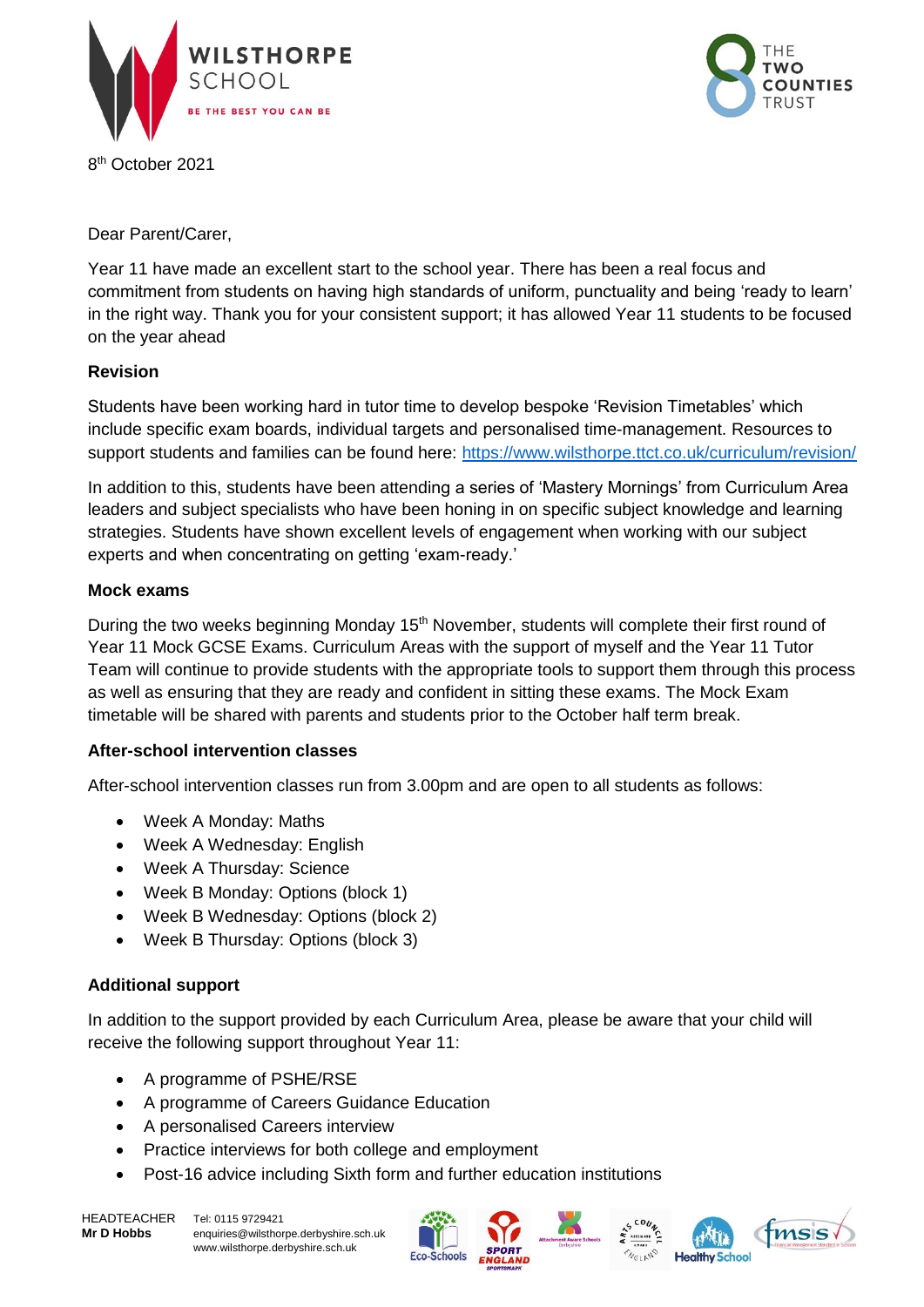WILSTHORPE SCHOOL

BE THE BEST YOU CAN BE

THE TWO COUNTIES TRUST

8th October 2021

Dear Parent/Carer,

Year 11 have made an excellent start to the school year. There has been a real focus and commitment from students on having high standards of uniform, punctuality and being 'ready to learn' in the right way. Thank you for your consistent support; it has allowed Year 11 students to be focused on the year ahead

**Revision**

Students have been working hard in tutor time to develop bespoke 'Revision Timetables' which include specific exam boards, individual targets and personalised time-management. Resources to support students and families can be found here: https://www.wilsthorpe.ttct.co.uk/curriculum/revision/

In addition to this, students have been attending a series of 'Mastery Mornings' from Curriculum Area leaders and subject specialists who have been honing in on specific subject knowledge and learning strategies. Students have shown excellent levels of engagement when working with our subject experts and when concentrating on getting 'exam-ready.'

**Mock exams**

During the two weeks beginning Monday 15th November, students will complete their first round of Year 11 Mock GCSE Exams. Curriculum Areas with the support of myself and the Year 11 Tutor Team will continue to provide students with the appropriate tools to support them through this process as well as ensuring that they are ready and confident in sitting these exams. The Mock Exam timetable will be shared with parents and students prior to the October half term break.

**After-school intervention classes**

After-school intervention classes run from 3.00pm and are open to all students as follows:

- Week A Monday: Maths
- Week A Wednesday: English
- Week A Thursday: Science
- Week B Monday: Options (block 1)
- Week B Wednesday: Options (block 2)
- Week B Thursday: Options (block 3)

**Additional support**

In addition to the support provided by each Curriculum Area, please be aware that your child will receive the following support throughout Year 11:

- A programme of PSHE/RSE
- A programme of Careers Guidance Education
- A personalised Careers interview
- Practice interviews for both college and employment
- Post-16 advice including Sixth form and further education institutions

HEADTEACHER
**Mr D Hobbs**

Tel: 0115 9729421
enquiries@wilsthorpe.derbyshire.sch.uk
www.wilsthorpe.derbyshire.sch.uk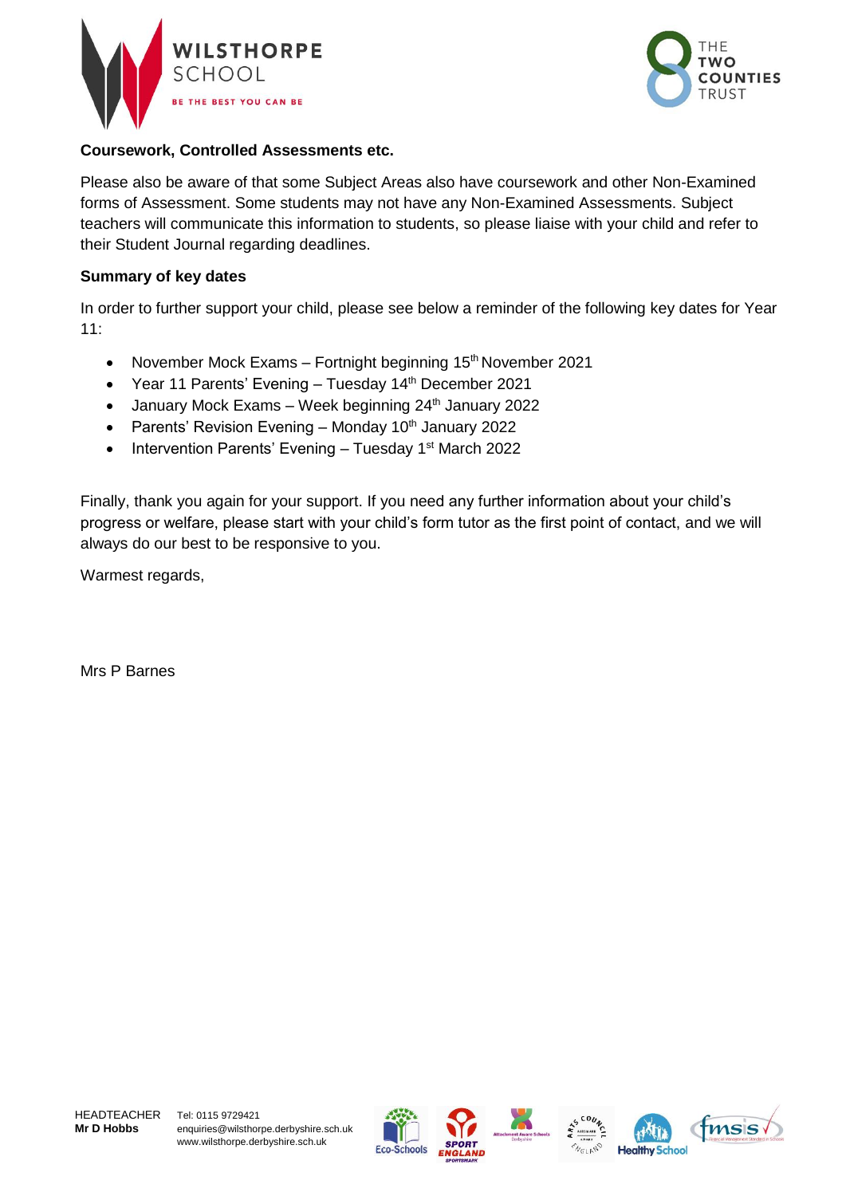**Coursework, Controlled Assessments etc.**

Please also be aware of that some Subject Areas also have coursework and other Non-Examined forms of Assessment. Some students may not have any Non-Examined Assessments. Subject teachers will communicate this information to students, so please liaise with your child and refer to their Student Journal regarding deadlines.

**Summary of key dates**

In order to further support your child, please see below a reminder of the following key dates for Year 11:

- November Mock Exams – Fortnight beginning 15th November 2021
- Year 11 Parents' Evening – Tuesday 14th December 2021
- January Mock Exams – Week beginning 24th January 2022
- Parents' Revision Evening – Monday 10th January 2022
- Intervention Parents' Evening – Tuesday 1st March 2022

Finally, thank you again for your support. If you need any further information about your child's progress or welfare, please start with your child's form tutor as the first point of contact, and we will always do our best to be responsive to you.

Warmest regards,

Mrs P Barnes

HEADTEACHER
**Mr D Hobbs**

Tel: 0115 9729421
enquiries@wilsthorpe.derbyshire.sch.uk
www.wilsthorpe.derbyshire.sch.uk